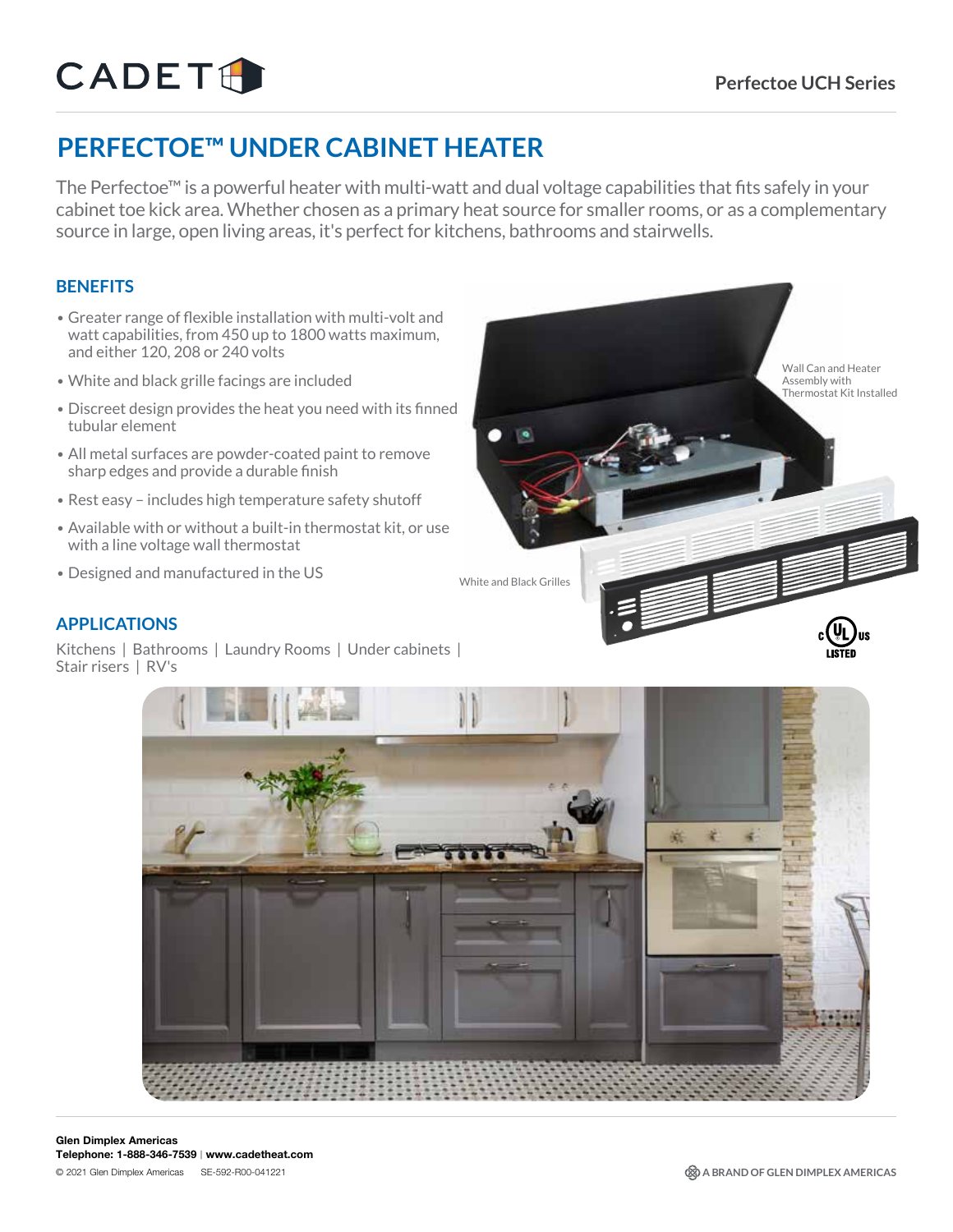# PERFECTOE™ UNDER CABINET HEATER

The Perfectoe™ is a powerful heater with multi-watt and dual voltage capabilities that fits safely in your cabinet toe kick area. Whether chosen as a primary heat source for smaller rooms, or as a complementary source in large, open living areas, it's perfect for kitchens, bathrooms and stairwells.

## BENEFITS

- Greater range of flexible installation with multi-volt and watt capabilities, from 450 up to 1800 watts maximum, and either 120, 208 or 240 volts
- White and black grille facings are included
- Discreet design provides the heat you need with its finned tubular element
- All metal surfaces are powder-coated paint to remove sharp edges and provide a durable finish
- Rest easy – includes high temperature safety shutoff
- Available with or without a built-in thermostat kit, or use with a line voltage wall thermostat
- Designed and manufactured in the US

Wall Can and Heater Assembly with Thermostat Kit Installed

White and Black Grilles

## APPLICATIONS

Kitchens | Bathrooms | Laundry Rooms | Under cabinets | Stair risers | RV's

**Glen Dimplex Americas**
**Telephone: 1-888-346-7539** | **www.cadetheat.com**
© 2021 Glen Dimplex Americas SE-592-R00-041221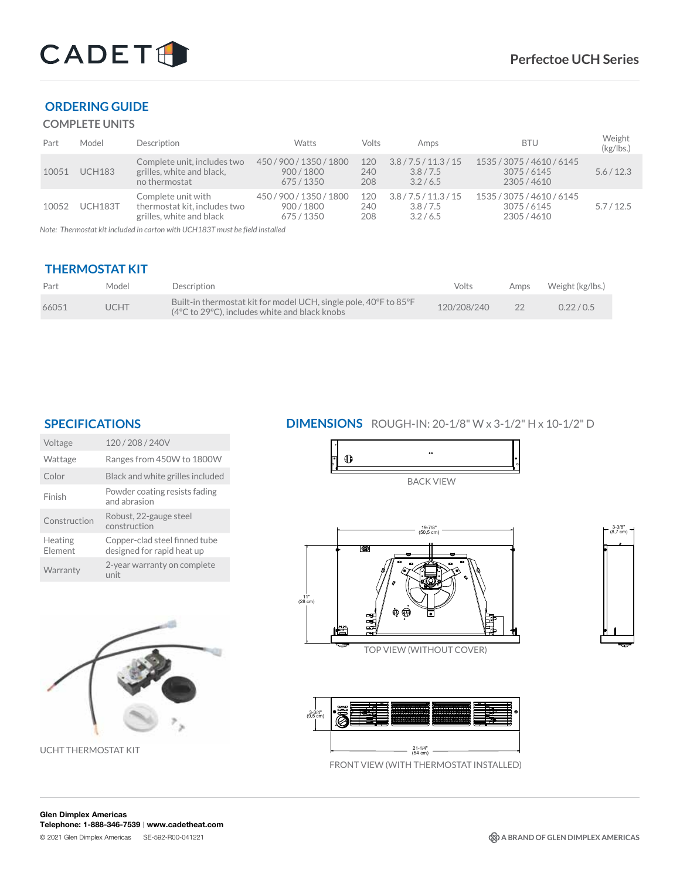## ORDERING GUIDE

### COMPLETE UNITS

| Part | Model | Description | Watts | Volts | Amps | BTU | Weight (kg/lbs.) |
|---|---|---|---|---|---|---|---|
| 10051 | UCH183 | Complete unit, includes two grilles, white and black, no thermostat | 450 / 900 / 1350 / 1800<br>900 / 1800<br>675 / 1350 | 120<br>240<br>208 | 3.8 / 7.5 / 11.3 / 15<br>3.8 / 7.5<br>3.2 / 6.5 | 1535 / 3075 / 4610 / 6145<br>3075 / 6145<br>2305 / 4610 | 5.6 / 12.3 |
| 10052 | UCH183T | Complete unit with thermostat kit, includes two grilles, white and black | 450 / 900 / 1350 / 1800<br>900 / 1800<br>675 / 1350 | 120<br>240<br>208 | 3.8 / 7.5 / 11.3 / 15<br>3.8 / 7.5<br>3.2 / 6.5 | 1535 / 3075 / 4610 / 6145<br>3075 / 6145<br>2305 / 4610 | 5.7 / 12.5 |

*Note: Thermostat kit included in carton with UCH183T must be field installed*

## THERMOSTAT KIT

| Part | Model | Description | Volts | Amps | Weight (kg/lbs.) |
|---|---|---|---|---|---|
| 66051 | UCHT | Built-in thermostat kit for model UCH, single pole, 40°F to 85°F (4°C to 29°C), includes white and black knobs | 120/208/240 | 22 | 0.22 / 0.5 |

## SPECIFICATIONS

| | |
|---|---|
| Voltage | 120 / 208 / 240V |
| Wattage | Ranges from 450W to 1800W |
| Color | Black and white grilles included |
| Finish | Powder coating resists fading and abrasion |
| Construction | Robust, 22-gauge steel construction |
| Heating Element | Copper-clad steel finned tube designed for rapid heat up |
| Warranty | 2-year warranty on complete unit |

UCHT THERMOSTAT KIT

## DIMENSIONS ROUGH-IN: 20-1/8" W x 3-1/2" H x 10-1/2" D

BACK VIEW

19-7/8" (50,5 cm)

11" (28 cm)

3-3/8" (8,7 cm)

TOP VIEW (WITHOUT COVER)

3-3/4" (9,5 cm)

21-1/4" (54 cm)

FRONT VIEW (WITH THERMOSTAT INSTALLED)

**Glen Dimplex Americas**
**Telephone: 1-888-346-7539** | **www.cadetheat.com**
© 2021 Glen Dimplex Americas SE-592-R00-041221

A BRAND OF GLEN DIMPLEX AMERICAS